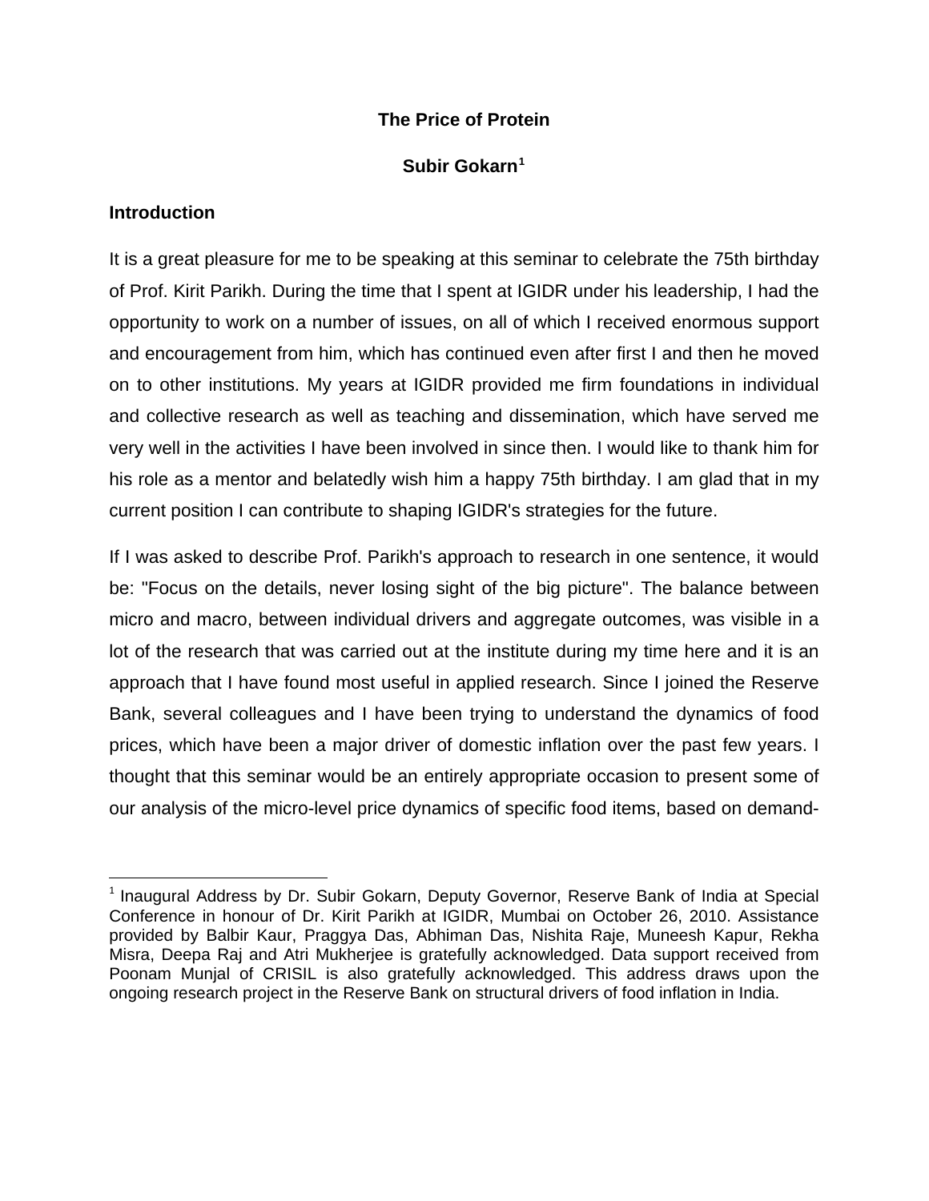# The Price of Protein

**Subir Gokarn[1]**

## Introduction

It is a great pleasure for me to be speaking at this seminar to celebrate the 75th birthday of Prof. Kirit Parikh. During the time that I spent at IGIDR under his leadership, I had the opportunity to work on a number of issues, on all of which I received enormous support and encouragement from him, which has continued even after first I and then he moved on to other institutions. My years at IGIDR provided me firm foundations in individual and collective research as well as teaching and dissemination, which have served me very well in the activities I have been involved in since then. I would like to thank him for his role as a mentor and belatedly wish him a happy 75th birthday. I am glad that in my current position I can contribute to shaping IGIDR's strategies for the future.

If I was asked to describe Prof. Parikh's approach to research in one sentence, it would be: "Focus on the details, never losing sight of the big picture". The balance between micro and macro, between individual drivers and aggregate outcomes, was visible in a lot of the research that was carried out at the institute during my time here and it is an approach that I have found most useful in applied research. Since I joined the Reserve Bank, several colleagues and I have been trying to understand the dynamics of food prices, which have been a major driver of domestic inflation over the past few years. I thought that this seminar would be an entirely appropriate occasion to present some of our analysis of the micro-level price dynamics of specific food items, based on demand-

---

[1] Inaugural Address by Dr. Subir Gokarn, Deputy Governor, Reserve Bank of India at Special Conference in honour of Dr. Kirit Parikh at IGIDR, Mumbai on October 26, 2010. Assistance provided by Balbir Kaur, Praggya Das, Abhiman Das, Nishita Raje, Muneesh Kapur, Rekha Misra, Deepa Raj and Atri Mukherjee is gratefully acknowledged. Data support received from Poonam Munjal of CRISIL is also gratefully acknowledged. This address draws upon the ongoing research project in the Reserve Bank on structural drivers of food inflation in India.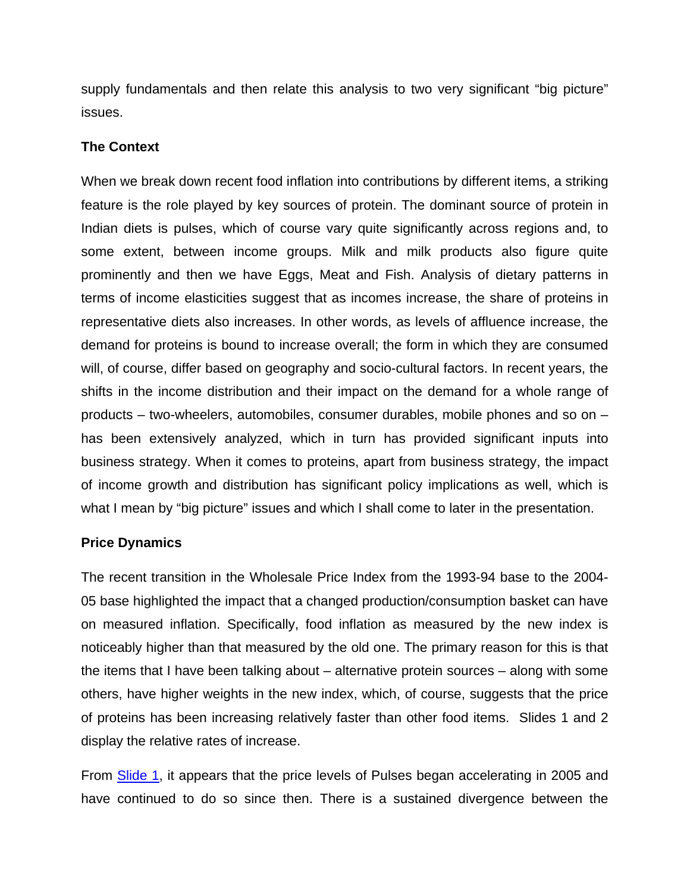supply fundamentals and then relate this analysis to two very significant "big picture" issues.

**The Context**

When we break down recent food inflation into contributions by different items, a striking feature is the role played by key sources of protein. The dominant source of protein in Indian diets is pulses, which of course vary quite significantly across regions and, to some extent, between income groups. Milk and milk products also figure quite prominently and then we have Eggs, Meat and Fish. Analysis of dietary patterns in terms of income elasticities suggest that as incomes increase, the share of proteins in representative diets also increases. In other words, as levels of affluence increase, the demand for proteins is bound to increase overall; the form in which they are consumed will, of course, differ based on geography and socio-cultural factors. In recent years, the shifts in the income distribution and their impact on the demand for a whole range of products – two-wheelers, automobiles, consumer durables, mobile phones and so on – has been extensively analyzed, which in turn has provided significant inputs into business strategy. When it comes to proteins, apart from business strategy, the impact of income growth and distribution has significant policy implications as well, which is what I mean by "big picture" issues and which I shall come to later in the presentation.

**Price Dynamics**

The recent transition in the Wholesale Price Index from the 1993-94 base to the 2004-05 base highlighted the impact that a changed production/consumption basket can have on measured inflation. Specifically, food inflation as measured by the new index is noticeably higher than that measured by the old one. The primary reason for this is that the items that I have been talking about – alternative protein sources – along with some others, have higher weights in the new index, which, of course, suggests that the price of proteins has been increasing relatively faster than other food items. Slides 1 and 2 display the relative rates of increase.

From Slide 1, it appears that the price levels of Pulses began accelerating in 2005 and have continued to do so since then. There is a sustained divergence between the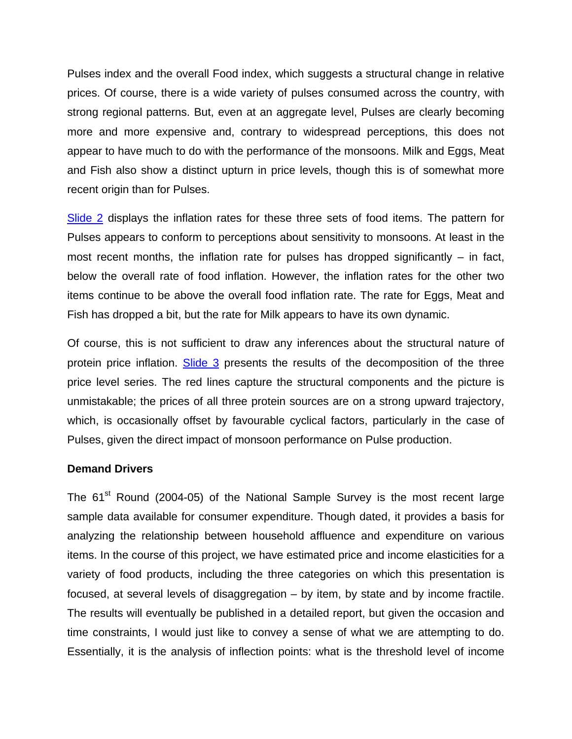Pulses index and the overall Food index, which suggests a structural change in relative prices. Of course, there is a wide variety of pulses consumed across the country, with strong regional patterns. But, even at an aggregate level, Pulses are clearly becoming more and more expensive and, contrary to widespread perceptions, this does not appear to have much to do with the performance of the monsoons. Milk and Eggs, Meat and Fish also show a distinct upturn in price levels, though this is of somewhat more recent origin than for Pulses.

Slide 2 displays the inflation rates for these three sets of food items. The pattern for Pulses appears to conform to perceptions about sensitivity to monsoons. At least in the most recent months, the inflation rate for pulses has dropped significantly – in fact, below the overall rate of food inflation. However, the inflation rates for the other two items continue to be above the overall food inflation rate. The rate for Eggs, Meat and Fish has dropped a bit, but the rate for Milk appears to have its own dynamic.

Of course, this is not sufficient to draw any inferences about the structural nature of protein price inflation. Slide 3 presents the results of the decomposition of the three price level series. The red lines capture the structural components and the picture is unmistakable; the prices of all three protein sources are on a strong upward trajectory, which, is occasionally offset by favourable cyclical factors, particularly in the case of Pulses, given the direct impact of monsoon performance on Pulse production.

**Demand Drivers**

The 61st Round (2004-05) of the National Sample Survey is the most recent large sample data available for consumer expenditure. Though dated, it provides a basis for analyzing the relationship between household affluence and expenditure on various items. In the course of this project, we have estimated price and income elasticities for a variety of food products, including the three categories on which this presentation is focused, at several levels of disaggregation – by item, by state and by income fractile. The results will eventually be published in a detailed report, but given the occasion and time constraints, I would just like to convey a sense of what we are attempting to do. Essentially, it is the analysis of inflection points: what is the threshold level of income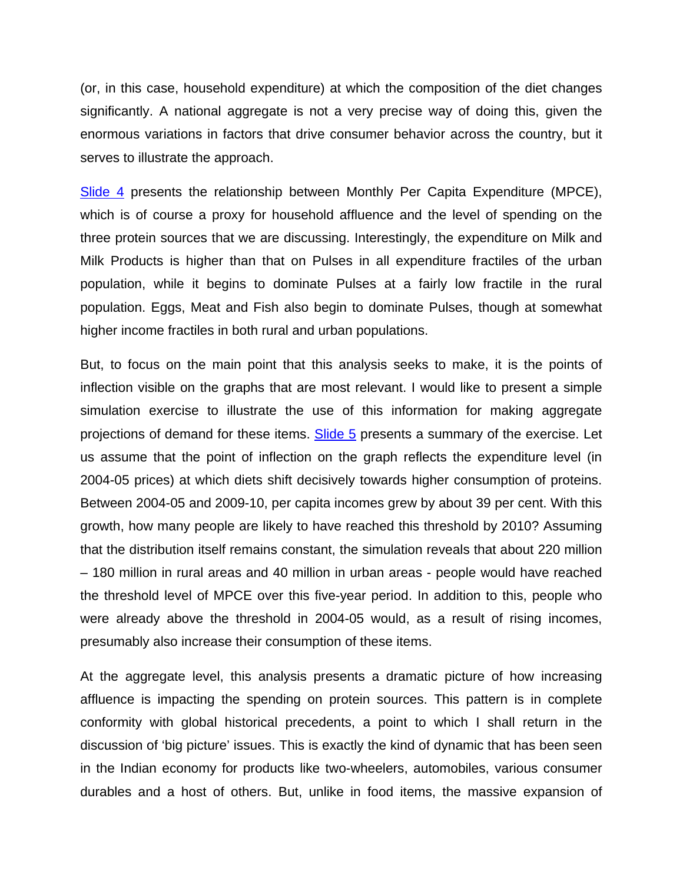(or, in this case, household expenditure) at which the composition of the diet changes significantly. A national aggregate is not a very precise way of doing this, given the enormous variations in factors that drive consumer behavior across the country, but it serves to illustrate the approach.

Slide 4 presents the relationship between Monthly Per Capita Expenditure (MPCE), which is of course a proxy for household affluence and the level of spending on the three protein sources that we are discussing. Interestingly, the expenditure on Milk and Milk Products is higher than that on Pulses in all expenditure fractiles of the urban population, while it begins to dominate Pulses at a fairly low fractile in the rural population. Eggs, Meat and Fish also begin to dominate Pulses, though at somewhat higher income fractiles in both rural and urban populations.

But, to focus on the main point that this analysis seeks to make, it is the points of inflection visible on the graphs that are most relevant. I would like to present a simple simulation exercise to illustrate the use of this information for making aggregate projections of demand for these items. Slide 5 presents a summary of the exercise. Let us assume that the point of inflection on the graph reflects the expenditure level (in 2004-05 prices) at which diets shift decisively towards higher consumption of proteins. Between 2004-05 and 2009-10, per capita incomes grew by about 39 per cent. With this growth, how many people are likely to have reached this threshold by 2010? Assuming that the distribution itself remains constant, the simulation reveals that about 220 million – 180 million in rural areas and 40 million in urban areas - people would have reached the threshold level of MPCE over this five-year period. In addition to this, people who were already above the threshold in 2004-05 would, as a result of rising incomes, presumably also increase their consumption of these items.

At the aggregate level, this analysis presents a dramatic picture of how increasing affluence is impacting the spending on protein sources. This pattern is in complete conformity with global historical precedents, a point to which I shall return in the discussion of 'big picture' issues. This is exactly the kind of dynamic that has been seen in the Indian economy for products like two-wheelers, automobiles, various consumer durables and a host of others. But, unlike in food items, the massive expansion of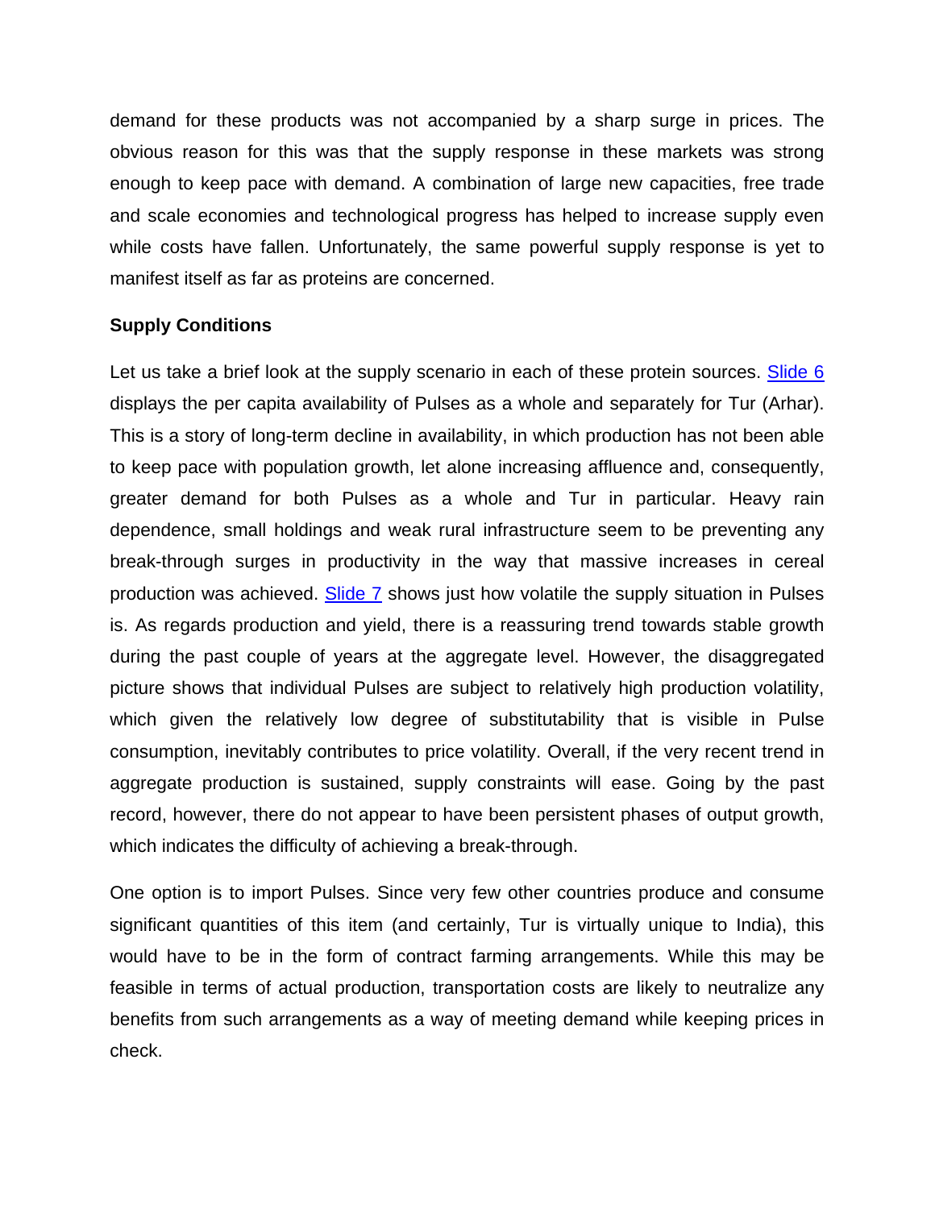demand for these products was not accompanied by a sharp surge in prices. The obvious reason for this was that the supply response in these markets was strong enough to keep pace with demand. A combination of large new capacities, free trade and scale economies and technological progress has helped to increase supply even while costs have fallen. Unfortunately, the same powerful supply response is yet to manifest itself as far as proteins are concerned.

**Supply Conditions**

Let us take a brief look at the supply scenario in each of these protein sources. Slide 6 displays the per capita availability of Pulses as a whole and separately for Tur (Arhar). This is a story of long-term decline in availability, in which production has not been able to keep pace with population growth, let alone increasing affluence and, consequently, greater demand for both Pulses as a whole and Tur in particular. Heavy rain dependence, small holdings and weak rural infrastructure seem to be preventing any break-through surges in productivity in the way that massive increases in cereal production was achieved. Slide 7 shows just how volatile the supply situation in Pulses is. As regards production and yield, there is a reassuring trend towards stable growth during the past couple of years at the aggregate level. However, the disaggregated picture shows that individual Pulses are subject to relatively high production volatility, which given the relatively low degree of substitutability that is visible in Pulse consumption, inevitably contributes to price volatility. Overall, if the very recent trend in aggregate production is sustained, supply constraints will ease. Going by the past record, however, there do not appear to have been persistent phases of output growth, which indicates the difficulty of achieving a break-through.

One option is to import Pulses. Since very few other countries produce and consume significant quantities of this item (and certainly, Tur is virtually unique to India), this would have to be in the form of contract farming arrangements. While this may be feasible in terms of actual production, transportation costs are likely to neutralize any benefits from such arrangements as a way of meeting demand while keeping prices in check.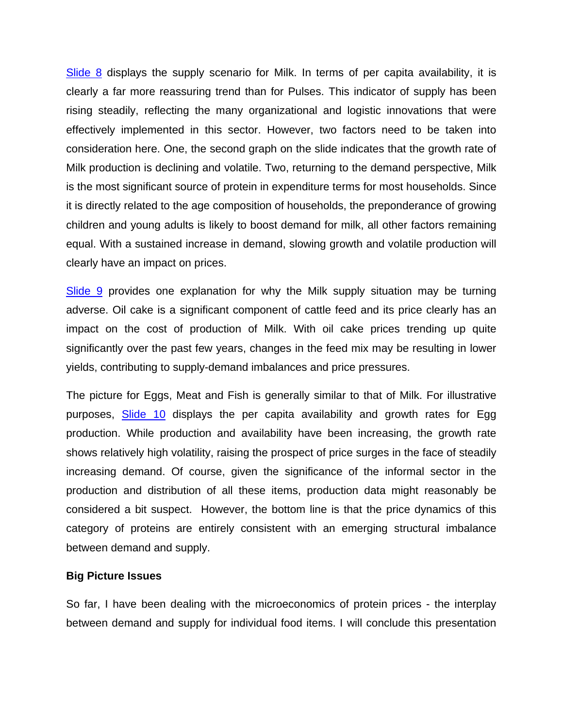Slide 8 displays the supply scenario for Milk. In terms of per capita availability, it is clearly a far more reassuring trend than for Pulses. This indicator of supply has been rising steadily, reflecting the many organizational and logistic innovations that were effectively implemented in this sector. However, two factors need to be taken into consideration here. One, the second graph on the slide indicates that the growth rate of Milk production is declining and volatile. Two, returning to the demand perspective, Milk is the most significant source of protein in expenditure terms for most households. Since it is directly related to the age composition of households, the preponderance of growing children and young adults is likely to boost demand for milk, all other factors remaining equal. With a sustained increase in demand, slowing growth and volatile production will clearly have an impact on prices.

Slide 9 provides one explanation for why the Milk supply situation may be turning adverse. Oil cake is a significant component of cattle feed and its price clearly has an impact on the cost of production of Milk. With oil cake prices trending up quite significantly over the past few years, changes in the feed mix may be resulting in lower yields, contributing to supply-demand imbalances and price pressures.

The picture for Eggs, Meat and Fish is generally similar to that of Milk. For illustrative purposes, Slide 10 displays the per capita availability and growth rates for Egg production. While production and availability have been increasing, the growth rate shows relatively high volatility, raising the prospect of price surges in the face of steadily increasing demand. Of course, given the significance of the informal sector in the production and distribution of all these items, production data might reasonably be considered a bit suspect. However, the bottom line is that the price dynamics of this category of proteins are entirely consistent with an emerging structural imbalance between demand and supply.

**Big Picture Issues**

So far, I have been dealing with the microeconomics of protein prices - the interplay between demand and supply for individual food items. I will conclude this presentation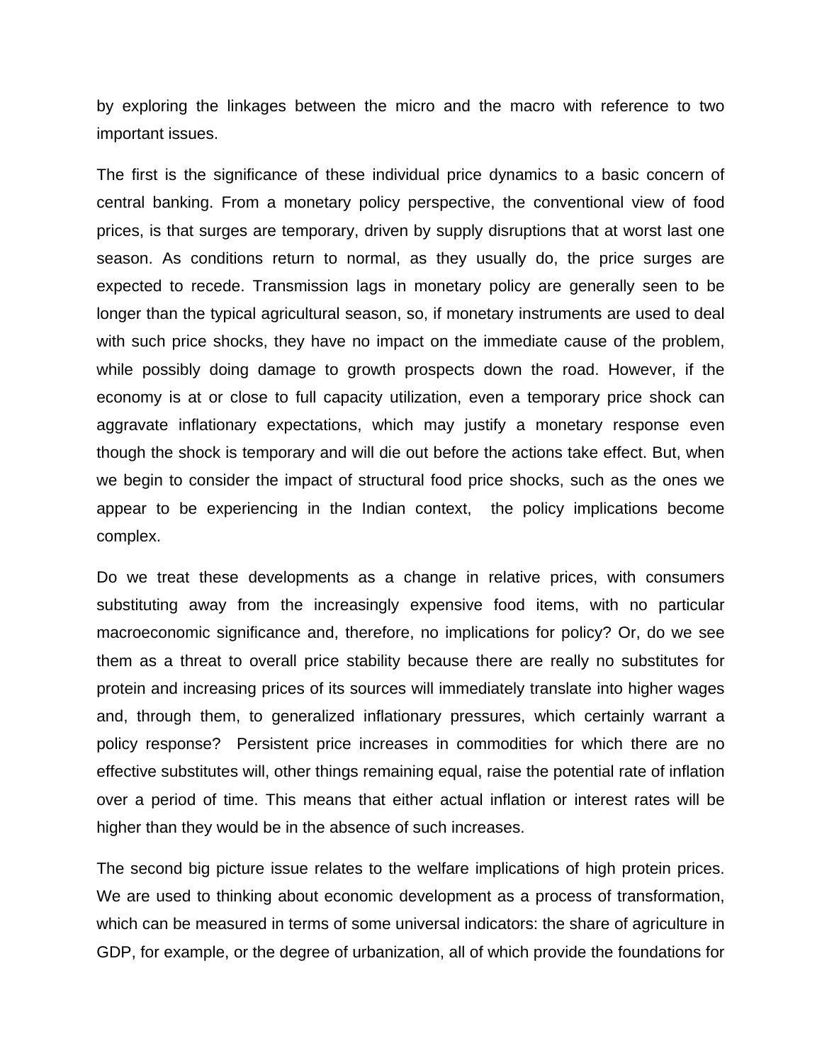by exploring the linkages between the micro and the macro with reference to two important issues.

The first is the significance of these individual price dynamics to a basic concern of central banking. From a monetary policy perspective, the conventional view of food prices, is that surges are temporary, driven by supply disruptions that at worst last one season. As conditions return to normal, as they usually do, the price surges are expected to recede. Transmission lags in monetary policy are generally seen to be longer than the typical agricultural season, so, if monetary instruments are used to deal with such price shocks, they have no impact on the immediate cause of the problem, while possibly doing damage to growth prospects down the road. However, if the economy is at or close to full capacity utilization, even a temporary price shock can aggravate inflationary expectations, which may justify a monetary response even though the shock is temporary and will die out before the actions take effect. But, when we begin to consider the impact of structural food price shocks, such as the ones we appear to be experiencing in the Indian context, the policy implications become complex.

Do we treat these developments as a change in relative prices, with consumers substituting away from the increasingly expensive food items, with no particular macroeconomic significance and, therefore, no implications for policy? Or, do we see them as a threat to overall price stability because there are really no substitutes for protein and increasing prices of its sources will immediately translate into higher wages and, through them, to generalized inflationary pressures, which certainly warrant a policy response? Persistent price increases in commodities for which there are no effective substitutes will, other things remaining equal, raise the potential rate of inflation over a period of time. This means that either actual inflation or interest rates will be higher than they would be in the absence of such increases.

The second big picture issue relates to the welfare implications of high protein prices. We are used to thinking about economic development as a process of transformation, which can be measured in terms of some universal indicators: the share of agriculture in GDP, for example, or the degree of urbanization, all of which provide the foundations for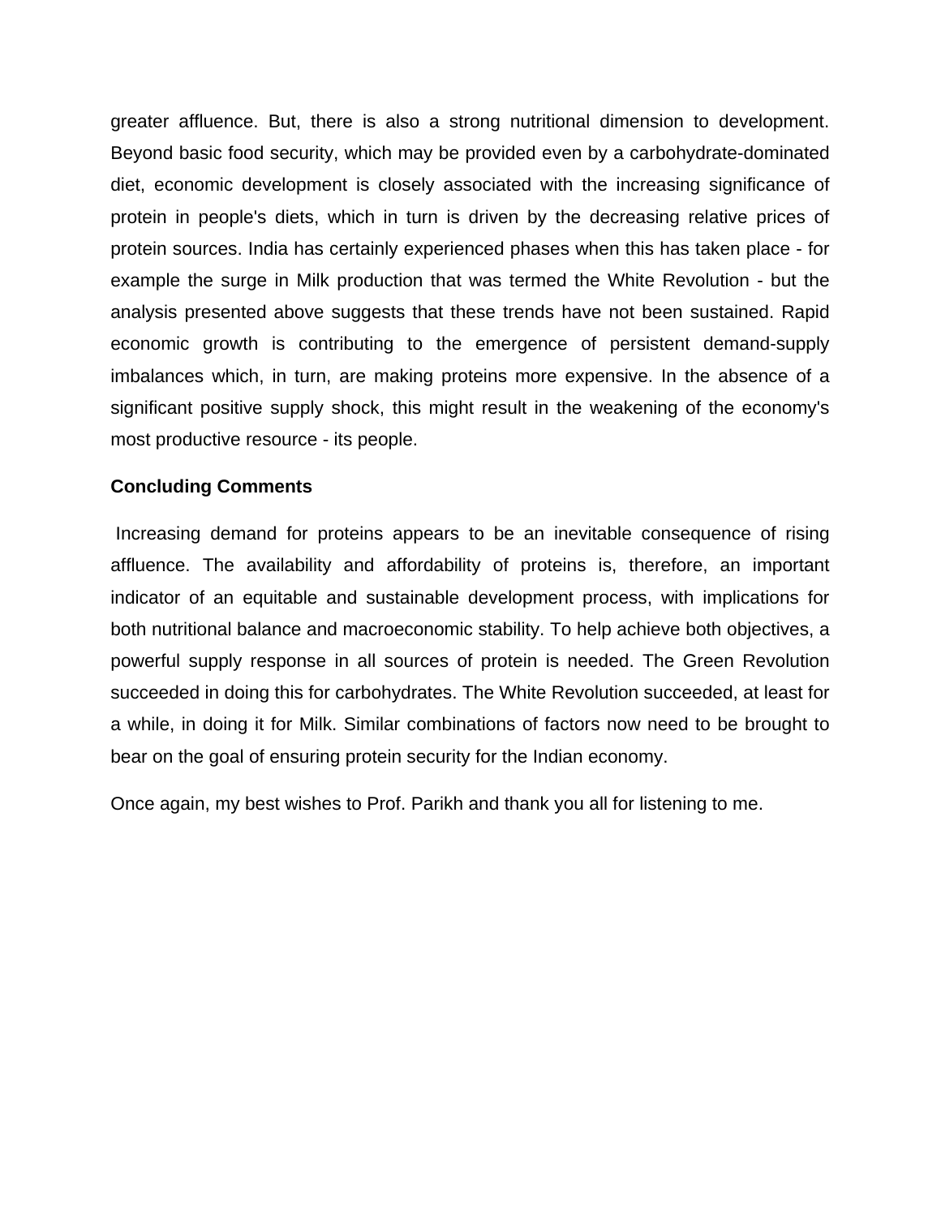greater affluence. But, there is also a strong nutritional dimension to development. Beyond basic food security, which may be provided even by a carbohydrate-dominated diet, economic development is closely associated with the increasing significance of protein in people's diets, which in turn is driven by the decreasing relative prices of protein sources. India has certainly experienced phases when this has taken place - for example the surge in Milk production that was termed the White Revolution - but the analysis presented above suggests that these trends have not been sustained. Rapid economic growth is contributing to the emergence of persistent demand-supply imbalances which, in turn, are making proteins more expensive. In the absence of a significant positive supply shock, this might result in the weakening of the economy's most productive resource - its people.

**Concluding Comments**

Increasing demand for proteins appears to be an inevitable consequence of rising affluence. The availability and affordability of proteins is, therefore, an important indicator of an equitable and sustainable development process, with implications for both nutritional balance and macroeconomic stability. To help achieve both objectives, a powerful supply response in all sources of protein is needed. The Green Revolution succeeded in doing this for carbohydrates. The White Revolution succeeded, at least for a while, in doing it for Milk. Similar combinations of factors now need to be brought to bear on the goal of ensuring protein security for the Indian economy.

Once again, my best wishes to Prof. Parikh and thank you all for listening to me.